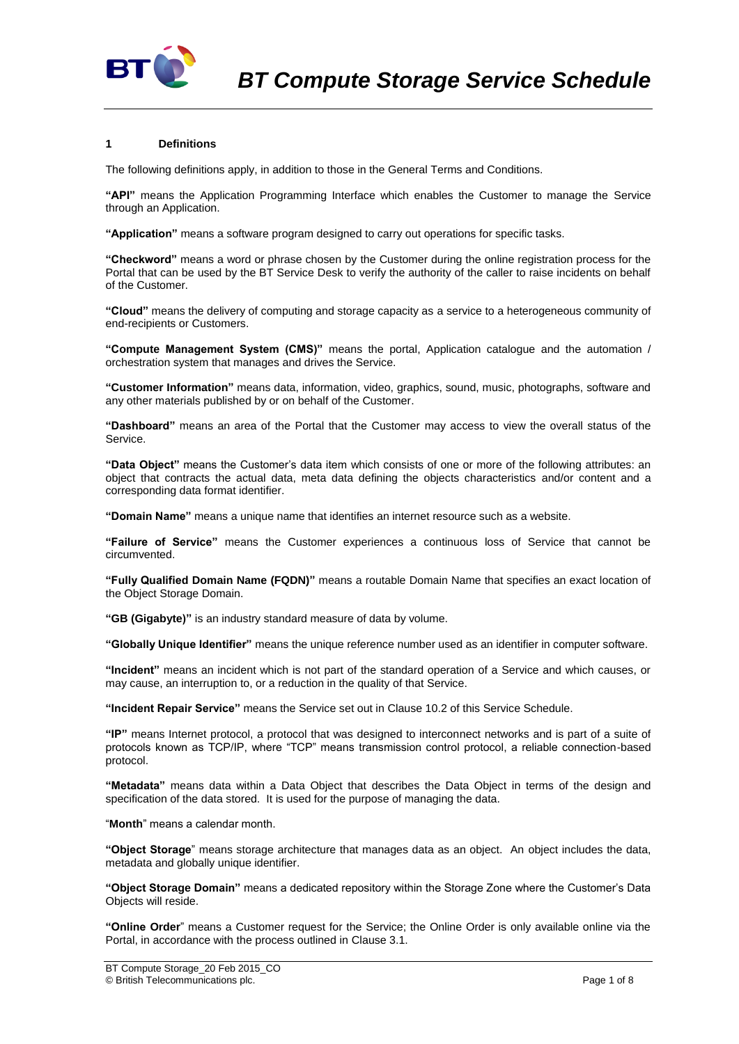# BT Compute Storage Service Schedule

## 1 Definitions

The following definitions apply, in addition to those in the General Terms and Conditions.

**"API"** means the Application Programming Interface which enables the Customer to manage the Service through an Application.

**"Application"** means a software program designed to carry out operations for specific tasks.

**"Checkword"** means a word or phrase chosen by the Customer during the online registration process for the Portal that can be used by the BT Service Desk to verify the authority of the caller to raise incidents on behalf of the Customer.

**"Cloud"** means the delivery of computing and storage capacity as a service to a heterogeneous community of end-recipients or Customers.

**"Compute Management System (CMS)"** means the portal, Application catalogue and the automation / orchestration system that manages and drives the Service.

**"Customer Information"** means data, information, video, graphics, sound, music, photographs, software and any other materials published by or on behalf of the Customer.

**"Dashboard"** means an area of the Portal that the Customer may access to view the overall status of the Service.

**"Data Object"** means the Customer's data item which consists of one or more of the following attributes: an object that contracts the actual data, meta data defining the objects characteristics and/or content and a corresponding data format identifier.

**"Domain Name"** means a unique name that identifies an internet resource such as a website.

**"Failure of Service"** means the Customer experiences a continuous loss of Service that cannot be circumvented.

**"Fully Qualified Domain Name (FQDN)"** means a routable Domain Name that specifies an exact location of the Object Storage Domain.

**"GB (Gigabyte)"** is an industry standard measure of data by volume.

**"Globally Unique Identifier"** means the unique reference number used as an identifier in computer software.

**"Incident"** means an incident which is not part of the standard operation of a Service and which causes, or may cause, an interruption to, or a reduction in the quality of that Service.

**"Incident Repair Service"** means the Service set out in Clause 10.2 of this Service Schedule.

**"IP"** means Internet protocol, a protocol that was designed to interconnect networks and is part of a suite of protocols known as TCP/IP, where "TCP" means transmission control protocol, a reliable connection-based protocol.

**"Metadata"** means data within a Data Object that describes the Data Object in terms of the design and specification of the data stored. It is used for the purpose of managing the data.

"**Month**" means a calendar month.

**"Object Storage**" means storage architecture that manages data as an object. An object includes the data, metadata and globally unique identifier.

**"Object Storage Domain"** means a dedicated repository within the Storage Zone where the Customer's Data Objects will reside.

**"Online Order**" means a Customer request for the Service; the Online Order is only available online via the Portal, in accordance with the process outlined in Clause 3.1.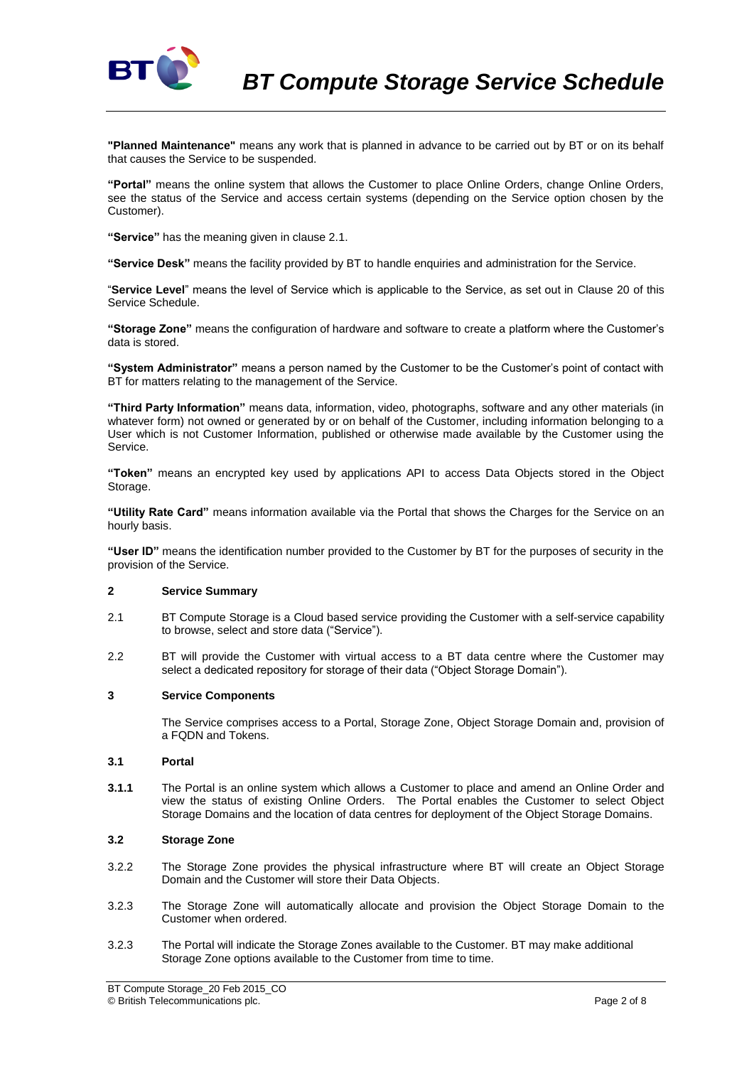**"Planned Maintenance"** means any work that is planned in advance to be carried out by BT or on its behalf that causes the Service to be suspended.

**"Portal"** means the online system that allows the Customer to place Online Orders, change Online Orders, see the status of the Service and access certain systems (depending on the Service option chosen by the Customer).

**"Service"** has the meaning given in clause 2.1.

**"Service Desk"** means the facility provided by BT to handle enquiries and administration for the Service.

"**Service Level**" means the level of Service which is applicable to the Service, as set out in Clause 20 of this Service Schedule.

**"Storage Zone"** means the configuration of hardware and software to create a platform where the Customer's data is stored.

**"System Administrator"** means a person named by the Customer to be the Customer's point of contact with BT for matters relating to the management of the Service.

**"Third Party Information"** means data, information, video, photographs, software and any other materials (in whatever form) not owned or generated by or on behalf of the Customer, including information belonging to a User which is not Customer Information, published or otherwise made available by the Customer using the Service.

**"Token"** means an encrypted key used by applications API to access Data Objects stored in the Object Storage.

**"Utility Rate Card"** means information available via the Portal that shows the Charges for the Service on an hourly basis.

**"User ID"** means the identification number provided to the Customer by BT for the purposes of security in the provision of the Service.

## 2 Service Summary

2.1 BT Compute Storage is a Cloud based service providing the Customer with a self-service capability to browse, select and store data ("Service").

2.2 BT will provide the Customer with virtual access to a BT data centre where the Customer may select a dedicated repository for storage of their data ("Object Storage Domain").

## 3 Service Components

The Service comprises access to a Portal, Storage Zone, Object Storage Domain and, provision of a FQDN and Tokens.

### 3.1 Portal

**3.1.1** The Portal is an online system which allows a Customer to place and amend an Online Order and view the status of existing Online Orders. The Portal enables the Customer to select Object Storage Domains and the location of data centres for deployment of the Object Storage Domains.

### 3.2 Storage Zone

3.2.2 The Storage Zone provides the physical infrastructure where BT will create an Object Storage Domain and the Customer will store their Data Objects.

3.2.3 The Storage Zone will automatically allocate and provision the Object Storage Domain to the Customer when ordered.

3.2.3 The Portal will indicate the Storage Zones available to the Customer. BT may make additional Storage Zone options available to the Customer from time to time.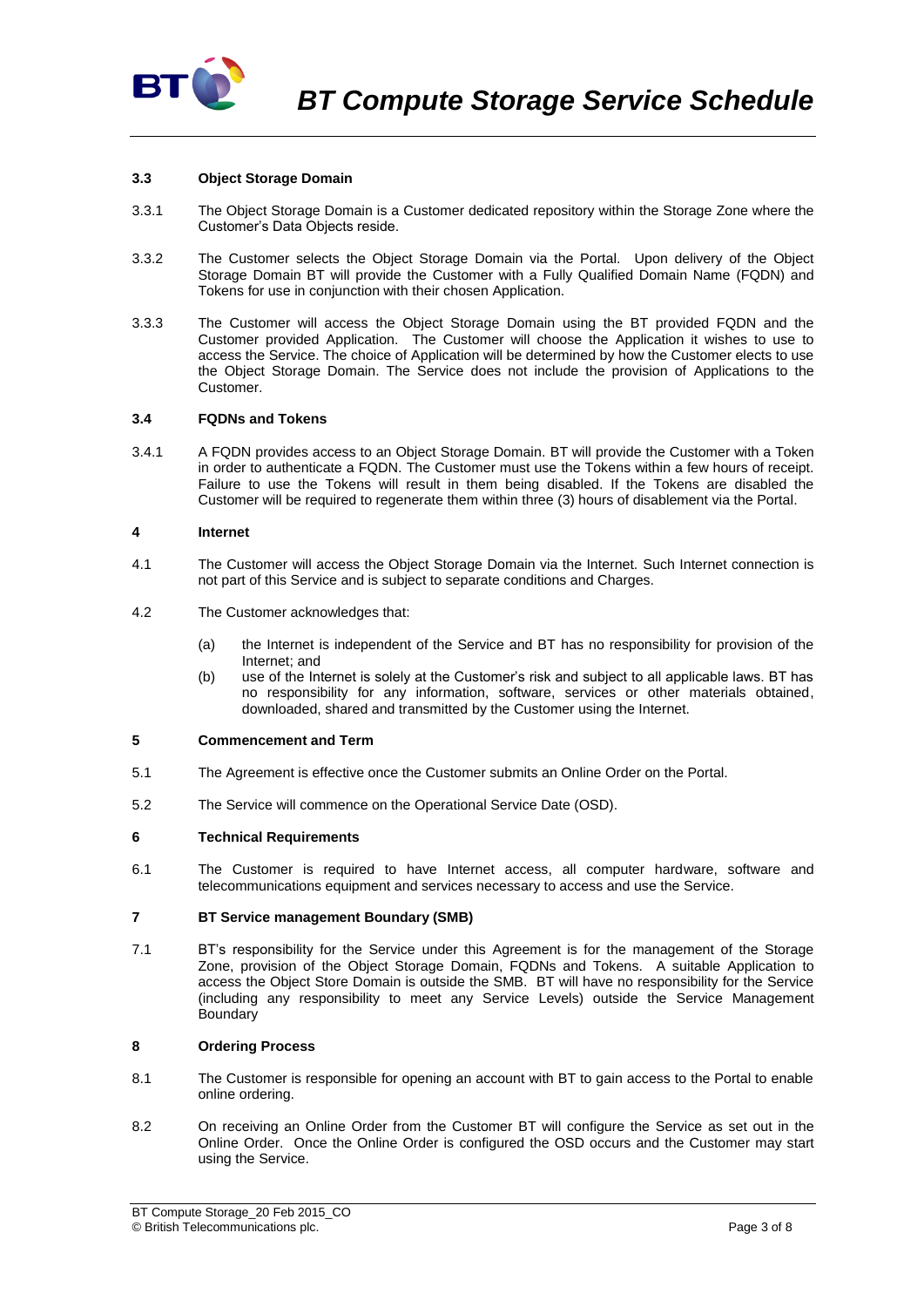### 3.3 Object Storage Domain

3.3.1 The Object Storage Domain is a Customer dedicated repository within the Storage Zone where the Customer's Data Objects reside.

3.3.2 The Customer selects the Object Storage Domain via the Portal. Upon delivery of the Object Storage Domain BT will provide the Customer with a Fully Qualified Domain Name (FQDN) and Tokens for use in conjunction with their chosen Application.

3.3.3 The Customer will access the Object Storage Domain using the BT provided FQDN and the Customer provided Application. The Customer will choose the Application it wishes to use to access the Service. The choice of Application will be determined by how the Customer elects to use the Object Storage Domain. The Service does not include the provision of Applications to the Customer.

### 3.4 FQDNs and Tokens

3.4.1 A FQDN provides access to an Object Storage Domain. BT will provide the Customer with a Token in order to authenticate a FQDN. The Customer must use the Tokens within a few hours of receipt. Failure to use the Tokens will result in them being disabled. If the Tokens are disabled the Customer will be required to regenerate them within three (3) hours of disablement via the Portal.

## 4 Internet

4.1 The Customer will access the Object Storage Domain via the Internet. Such Internet connection is not part of this Service and is subject to separate conditions and Charges.

4.2 The Customer acknowledges that:

(a) the Internet is independent of the Service and BT has no responsibility for provision of the Internet; and

(b) use of the Internet is solely at the Customer's risk and subject to all applicable laws. BT has no responsibility for any information, software, services or other materials obtained, downloaded, shared and transmitted by the Customer using the Internet.

## 5 Commencement and Term

5.1 The Agreement is effective once the Customer submits an Online Order on the Portal.

5.2 The Service will commence on the Operational Service Date (OSD).

## 6 Technical Requirements

6.1 The Customer is required to have Internet access, all computer hardware, software and telecommunications equipment and services necessary to access and use the Service.

## 7 BT Service management Boundary (SMB)

7.1 BT's responsibility for the Service under this Agreement is for the management of the Storage Zone, provision of the Object Storage Domain, FQDNs and Tokens. A suitable Application to access the Object Store Domain is outside the SMB. BT will have no responsibility for the Service (including any responsibility to meet any Service Levels) outside the Service Management Boundary

## 8 Ordering Process

8.1 The Customer is responsible for opening an account with BT to gain access to the Portal to enable online ordering.

8.2 On receiving an Online Order from the Customer BT will configure the Service as set out in the Online Order. Once the Online Order is configured the OSD occurs and the Customer may start using the Service.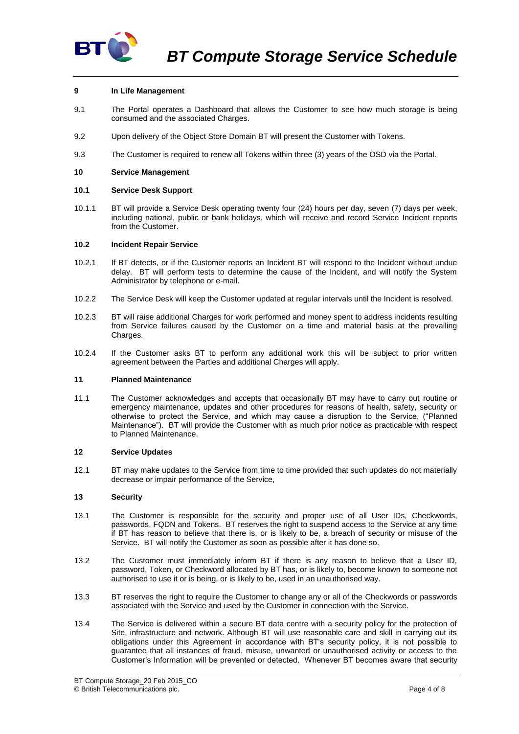## 9 In Life Management

9.1 The Portal operates a Dashboard that allows the Customer to see how much storage is being consumed and the associated Charges.

9.2 Upon delivery of the Object Store Domain BT will present the Customer with Tokens.

9.3 The Customer is required to renew all Tokens within three (3) years of the OSD via the Portal.

## 10 Service Management

### 10.1 Service Desk Support

10.1.1 BT will provide a Service Desk operating twenty four (24) hours per day, seven (7) days per week, including national, public or bank holidays, which will receive and record Service Incident reports from the Customer.

### 10.2 Incident Repair Service

10.2.1 If BT detects, or if the Customer reports an Incident BT will respond to the Incident without undue delay. BT will perform tests to determine the cause of the Incident, and will notify the System Administrator by telephone or e-mail.

10.2.2 The Service Desk will keep the Customer updated at regular intervals until the Incident is resolved.

10.2.3 BT will raise additional Charges for work performed and money spent to address incidents resulting from Service failures caused by the Customer on a time and material basis at the prevailing Charges.

10.2.4 If the Customer asks BT to perform any additional work this will be subject to prior written agreement between the Parties and additional Charges will apply.

## 11 Planned Maintenance

11.1 The Customer acknowledges and accepts that occasionally BT may have to carry out routine or emergency maintenance, updates and other procedures for reasons of health, safety, security or otherwise to protect the Service, and which may cause a disruption to the Service, ("Planned Maintenance"). BT will provide the Customer with as much prior notice as practicable with respect to Planned Maintenance.

## 12 Service Updates

12.1 BT may make updates to the Service from time to time provided that such updates do not materially decrease or impair performance of the Service,

## 13 Security

13.1 The Customer is responsible for the security and proper use of all User IDs, Checkwords, passwords, FQDN and Tokens. BT reserves the right to suspend access to the Service at any time if BT has reason to believe that there is, or is likely to be, a breach of security or misuse of the Service. BT will notify the Customer as soon as possible after it has done so.

13.2 The Customer must immediately inform BT if there is any reason to believe that a User ID, password, Token, or Checkword allocated by BT has, or is likely to, become known to someone not authorised to use it or is being, or is likely to be, used in an unauthorised way.

13.3 BT reserves the right to require the Customer to change any or all of the Checkwords or passwords associated with the Service and used by the Customer in connection with the Service.

13.4 The Service is delivered within a secure BT data centre with a security policy for the protection of Site, infrastructure and network. Although BT will use reasonable care and skill in carrying out its obligations under this Agreement in accordance with BT's security policy, it is not possible to guarantee that all instances of fraud, misuse, unwanted or unauthorised activity or access to the Customer's Information will be prevented or detected. Whenever BT becomes aware that security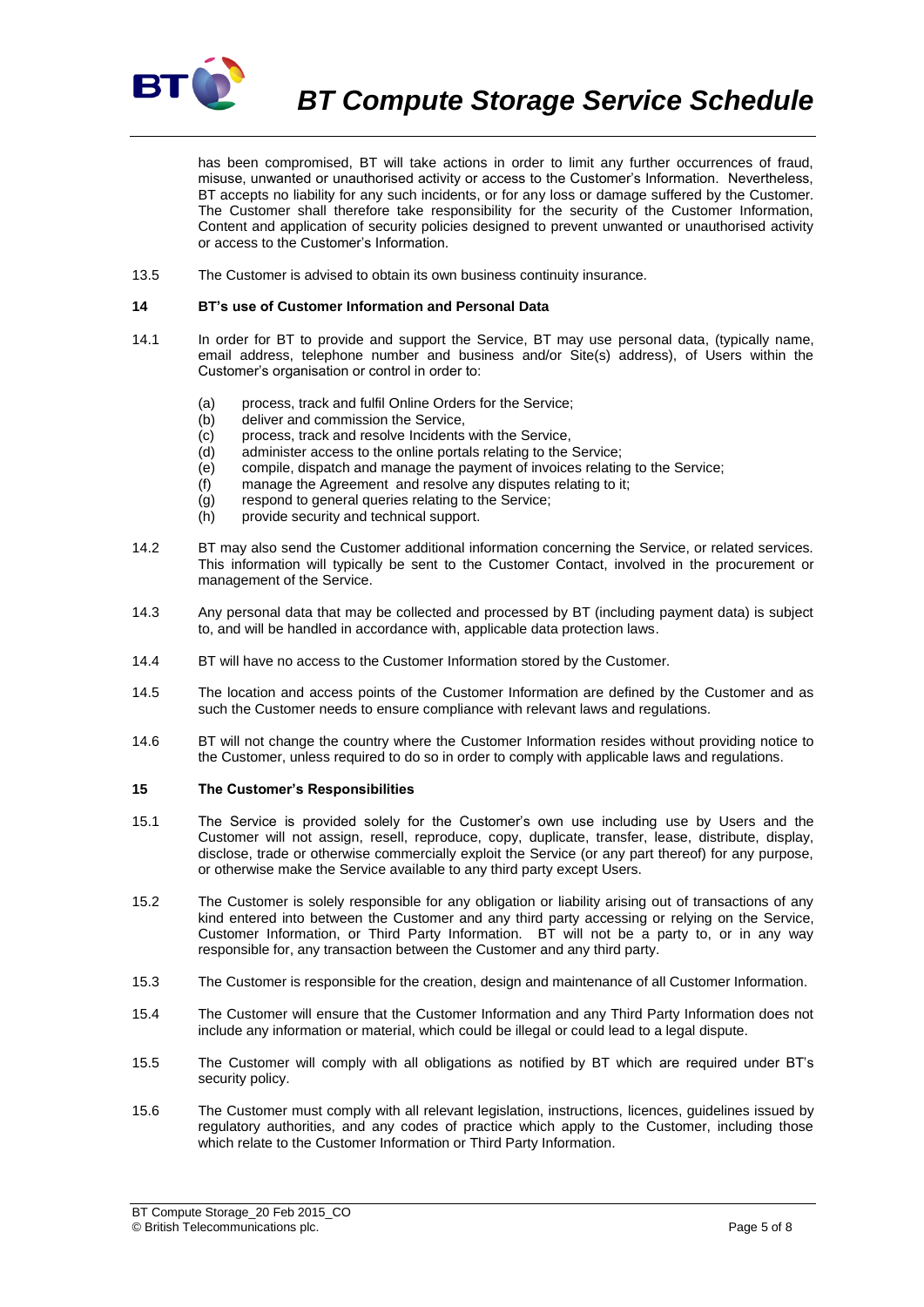has been compromised, BT will take actions in order to limit any further occurrences of fraud, misuse, unwanted or unauthorised activity or access to the Customer's Information. Nevertheless, BT accepts no liability for any such incidents, or for any loss or damage suffered by the Customer. The Customer shall therefore take responsibility for the security of the Customer Information, Content and application of security policies designed to prevent unwanted or unauthorised activity or access to the Customer's Information.

13.5 The Customer is advised to obtain its own business continuity insurance.

## 14 BT's use of Customer Information and Personal Data

14.1 In order for BT to provide and support the Service, BT may use personal data, (typically name, email address, telephone number and business and/or Site(s) address), of Users within the Customer's organisation or control in order to:

(a) process, track and fulfil Online Orders for the Service;
(b) deliver and commission the Service,
(c) process, track and resolve Incidents with the Service,
(d) administer access to the online portals relating to the Service;
(e) compile, dispatch and manage the payment of invoices relating to the Service;
(f) manage the Agreement and resolve any disputes relating to it;
(g) respond to general queries relating to the Service;
(h) provide security and technical support.

14.2 BT may also send the Customer additional information concerning the Service, or related services. This information will typically be sent to the Customer Contact, involved in the procurement or management of the Service.

14.3 Any personal data that may be collected and processed by BT (including payment data) is subject to, and will be handled in accordance with, applicable data protection laws.

14.4 BT will have no access to the Customer Information stored by the Customer.

14.5 The location and access points of the Customer Information are defined by the Customer and as such the Customer needs to ensure compliance with relevant laws and regulations.

14.6 BT will not change the country where the Customer Information resides without providing notice to the Customer, unless required to do so in order to comply with applicable laws and regulations.

## 15 The Customer's Responsibilities

15.1 The Service is provided solely for the Customer's own use including use by Users and the Customer will not assign, resell, reproduce, copy, duplicate, transfer, lease, distribute, display, disclose, trade or otherwise commercially exploit the Service (or any part thereof) for any purpose, or otherwise make the Service available to any third party except Users.

15.2 The Customer is solely responsible for any obligation or liability arising out of transactions of any kind entered into between the Customer and any third party accessing or relying on the Service, Customer Information, or Third Party Information. BT will not be a party to, or in any way responsible for, any transaction between the Customer and any third party.

15.3 The Customer is responsible for the creation, design and maintenance of all Customer Information.

15.4 The Customer will ensure that the Customer Information and any Third Party Information does not include any information or material, which could be illegal or could lead to a legal dispute.

15.5 The Customer will comply with all obligations as notified by BT which are required under BT's security policy.

15.6 The Customer must comply with all relevant legislation, instructions, licences, guidelines issued by regulatory authorities, and any codes of practice which apply to the Customer, including those which relate to the Customer Information or Third Party Information.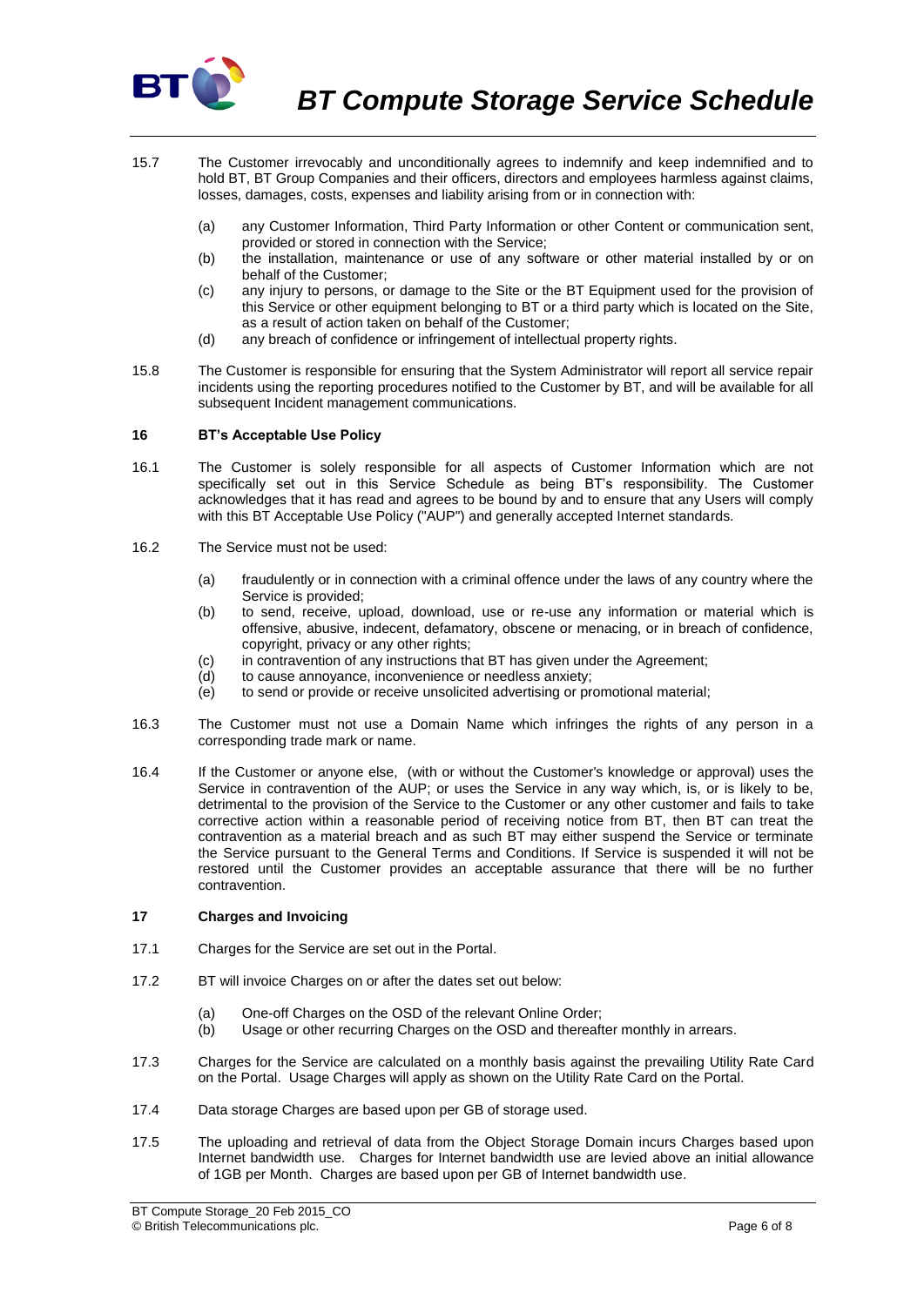15.7 The Customer irrevocably and unconditionally agrees to indemnify and keep indemnified and to hold BT, BT Group Companies and their officers, directors and employees harmless against claims, losses, damages, costs, expenses and liability arising from or in connection with:

(a) any Customer Information, Third Party Information or other Content or communication sent, provided or stored in connection with the Service;

(b) the installation, maintenance or use of any software or other material installed by or on behalf of the Customer;

(c) any injury to persons, or damage to the Site or the BT Equipment used for the provision of this Service or other equipment belonging to BT or a third party which is located on the Site, as a result of action taken on behalf of the Customer;

(d) any breach of confidence or infringement of intellectual property rights.

15.8 The Customer is responsible for ensuring that the System Administrator will report all service repair incidents using the reporting procedures notified to the Customer by BT, and will be available for all subsequent Incident management communications.

## 16 BT's Acceptable Use Policy

16.1 The Customer is solely responsible for all aspects of Customer Information which are not specifically set out in this Service Schedule as being BT's responsibility. The Customer acknowledges that it has read and agrees to be bound by and to ensure that any Users will comply with this BT Acceptable Use Policy ("AUP") and generally accepted Internet standards.

16.2 The Service must not be used:

(a) fraudulently or in connection with a criminal offence under the laws of any country where the Service is provided;

(b) to send, receive, upload, download, use or re-use any information or material which is offensive, abusive, indecent, defamatory, obscene or menacing, or in breach of confidence, copyright, privacy or any other rights;

(c) in contravention of any instructions that BT has given under the Agreement;

(d) to cause annoyance, inconvenience or needless anxiety;

(e) to send or provide or receive unsolicited advertising or promotional material;

16.3 The Customer must not use a Domain Name which infringes the rights of any person in a corresponding trade mark or name.

16.4 If the Customer or anyone else, (with or without the Customer's knowledge or approval) uses the Service in contravention of the AUP; or uses the Service in any way which, is, or is likely to be, detrimental to the provision of the Service to the Customer or any other customer and fails to take corrective action within a reasonable period of receiving notice from BT, then BT can treat the contravention as a material breach and as such BT may either suspend the Service or terminate the Service pursuant to the General Terms and Conditions. If Service is suspended it will not be restored until the Customer provides an acceptable assurance that there will be no further contravention.

## 17 Charges and Invoicing

17.1 Charges for the Service are set out in the Portal.

17.2 BT will invoice Charges on or after the dates set out below:

(a) One-off Charges on the OSD of the relevant Online Order;

(b) Usage or other recurring Charges on the OSD and thereafter monthly in arrears.

17.3 Charges for the Service are calculated on a monthly basis against the prevailing Utility Rate Card on the Portal. Usage Charges will apply as shown on the Utility Rate Card on the Portal.

17.4 Data storage Charges are based upon per GB of storage used.

17.5 The uploading and retrieval of data from the Object Storage Domain incurs Charges based upon Internet bandwidth use. Charges for Internet bandwidth use are levied above an initial allowance of 1GB per Month. Charges are based upon per GB of Internet bandwidth use.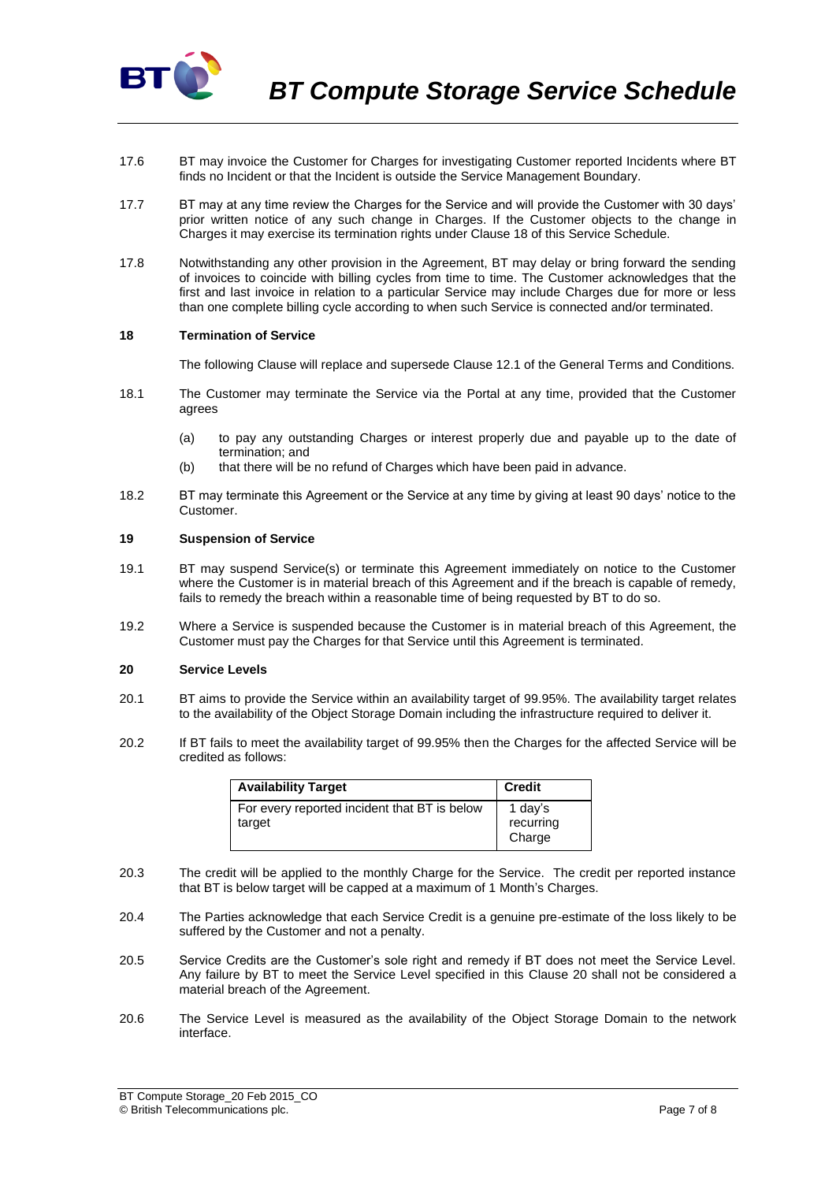17.6 BT may invoice the Customer for Charges for investigating Customer reported Incidents where BT finds no Incident or that the Incident is outside the Service Management Boundary.

17.7 BT may at any time review the Charges for the Service and will provide the Customer with 30 days' prior written notice of any such change in Charges. If the Customer objects to the change in Charges it may exercise its termination rights under Clause 18 of this Service Schedule.

17.8 Notwithstanding any other provision in the Agreement, BT may delay or bring forward the sending of invoices to coincide with billing cycles from time to time. The Customer acknowledges that the first and last invoice in relation to a particular Service may include Charges due for more or less than one complete billing cycle according to when such Service is connected and/or terminated.

## 18 Termination of Service

The following Clause will replace and supersede Clause 12.1 of the General Terms and Conditions.

18.1 The Customer may terminate the Service via the Portal at any time, provided that the Customer agrees

(a) to pay any outstanding Charges or interest properly due and payable up to the date of termination; and

(b) that there will be no refund of Charges which have been paid in advance.

18.2 BT may terminate this Agreement or the Service at any time by giving at least 90 days' notice to the Customer.

## 19 Suspension of Service

19.1 BT may suspend Service(s) or terminate this Agreement immediately on notice to the Customer where the Customer is in material breach of this Agreement and if the breach is capable of remedy, fails to remedy the breach within a reasonable time of being requested by BT to do so.

19.2 Where a Service is suspended because the Customer is in material breach of this Agreement, the Customer must pay the Charges for that Service until this Agreement is terminated.

## 20 Service Levels

20.1 BT aims to provide the Service within an availability target of 99.95%. The availability target relates to the availability of the Object Storage Domain including the infrastructure required to deliver it.

20.2 If BT fails to meet the availability target of 99.95% then the Charges for the affected Service will be credited as follows:

| Availability Target | Credit |
|---|---|
| For every reported incident that BT is below target | 1 day's recurring Charge |

20.3 The credit will be applied to the monthly Charge for the Service. The credit per reported instance that BT is below target will be capped at a maximum of 1 Month's Charges.

20.4 The Parties acknowledge that each Service Credit is a genuine pre-estimate of the loss likely to be suffered by the Customer and not a penalty.

20.5 Service Credits are the Customer's sole right and remedy if BT does not meet the Service Level. Any failure by BT to meet the Service Level specified in this Clause 20 shall not be considered a material breach of the Agreement.

20.6 The Service Level is measured as the availability of the Object Storage Domain to the network interface.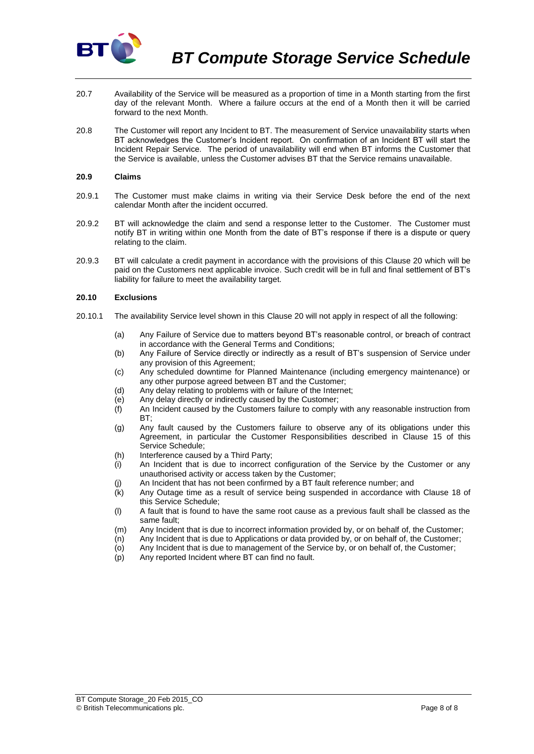20.7 Availability of the Service will be measured as a proportion of time in a Month starting from the first day of the relevant Month. Where a failure occurs at the end of a Month then it will be carried forward to the next Month.

20.8 The Customer will report any Incident to BT. The measurement of Service unavailability starts when BT acknowledges the Customer's Incident report. On confirmation of an Incident BT will start the Incident Repair Service. The period of unavailability will end when BT informs the Customer that the Service is available, unless the Customer advises BT that the Service remains unavailable.

**20.9 Claims**

20.9.1 The Customer must make claims in writing via their Service Desk before the end of the next calendar Month after the incident occurred.

20.9.2 BT will acknowledge the claim and send a response letter to the Customer. The Customer must notify BT in writing within one Month from the date of BT's response if there is a dispute or query relating to the claim.

20.9.3 BT will calculate a credit payment in accordance with the provisions of this Clause 20 which will be paid on the Customers next applicable invoice. Such credit will be in full and final settlement of BT's liability for failure to meet the availability target.

**20.10 Exclusions**

20.10.1 The availability Service level shown in this Clause 20 will not apply in respect of all the following:

(a) Any Failure of Service due to matters beyond BT's reasonable control, or breach of contract in accordance with the General Terms and Conditions;
(b) Any Failure of Service directly or indirectly as a result of BT's suspension of Service under any provision of this Agreement;
(c) Any scheduled downtime for Planned Maintenance (including emergency maintenance) or any other purpose agreed between BT and the Customer;
(d) Any delay relating to problems with or failure of the Internet;
(e) Any delay directly or indirectly caused by the Customer;
(f) An Incident caused by the Customers failure to comply with any reasonable instruction from BT;
(g) Any fault caused by the Customers failure to observe any of its obligations under this Agreement, in particular the Customer Responsibilities described in Clause 15 of this Service Schedule;
(h) Interference caused by a Third Party;
(i) An Incident that is due to incorrect configuration of the Service by the Customer or any unauthorised activity or access taken by the Customer;
(j) An Incident that has not been confirmed by a BT fault reference number; and
(k) Any Outage time as a result of service being suspended in accordance with Clause 18 of this Service Schedule;
(l) A fault that is found to have the same root cause as a previous fault shall be classed as the same fault;
(m) Any Incident that is due to incorrect information provided by, or on behalf of, the Customer;
(n) Any Incident that is due to Applications or data provided by, or on behalf of, the Customer;
(o) Any Incident that is due to management of the Service by, or on behalf of, the Customer;
(p) Any reported Incident where BT can find no fault.